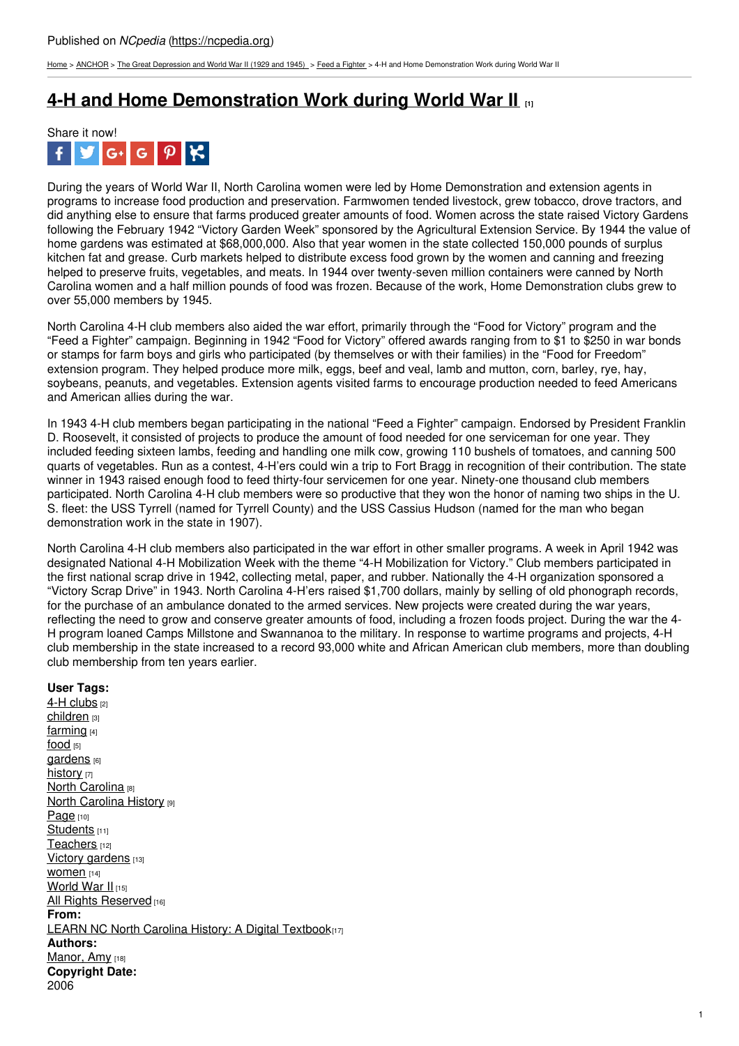Published on *NCpedia* (https://ncpedia.org)

Home > ANCHOR > The Great Depression and World War II (1929 and 1945) > Feed a Fighter > 4-H and Home Demonstration Work during World War II

# 4-H and Home Demonstration Work during World War II [1]

Share it now!

During the years of World War II, North Carolina women were led by Home Demonstration and extension agents in programs to increase food production and preservation. Farmwomen tended livestock, grew tobacco, drove tractors, and did anything else to ensure that farms produced greater amounts of food. Women across the state raised Victory Gardens following the February 1942 "Victory Garden Week" sponsored by the Agricultural Extension Service. By 1944 the value of home gardens was estimated at $68,000,000. Also that year women in the state collected 150,000 pounds of surplus kitchen fat and grease. Curb markets helped to distribute excess food grown by the women and canning and freezing helped to preserve fruits, vegetables, and meats. In 1944 over twenty-seven million containers were canned by North Carolina women and a half million pounds of food was frozen. Because of the work, Home Demonstration clubs grew to over 55,000 members by 1945.

North Carolina 4-H club members also aided the war effort, primarily through the "Food for Victory" program and the "Feed a Fighter" campaign. Beginning in 1942 "Food for Victory" offered awards ranging from to $1 to $250 in war bonds or stamps for farm boys and girls who participated (by themselves or with their families) in the "Food for Freedom" extension program. They helped produce more milk, eggs, beef and veal, lamb and mutton, corn, barley, rye, hay, soybeans, peanuts, and vegetables. Extension agents visited farms to encourage production needed to feed Americans and American allies during the war.

In 1943 4-H club members began participating in the national "Feed a Fighter" campaign. Endorsed by President Franklin D. Roosevelt, it consisted of projects to produce the amount of food needed for one serviceman for one year. They included feeding sixteen lambs, feeding and handling one milk cow, growing 110 bushels of tomatoes, and canning 500 quarts of vegetables. Run as a contest, 4-H'ers could win a trip to Fort Bragg in recognition of their contribution. The state winner in 1943 raised enough food to feed thirty-four servicemen for one year. Ninety-one thousand club members participated. North Carolina 4-H club members were so productive that they won the honor of naming two ships in the U. S. fleet: the USS Tyrrell (named for Tyrrell County) and the USS Cassius Hudson (named for the man who began demonstration work in the state in 1907).

North Carolina 4-H club members also participated in the war effort in other smaller programs. A week in April 1942 was designated National 4-H Mobilization Week with the theme "4-H Mobilization for Victory." Club members participated in the first national scrap drive in 1942, collecting metal, paper, and rubber. Nationally the 4-H organization sponsored a "Victory Scrap Drive" in 1943. North Carolina 4-H'ers raised $1,700 dollars, mainly by selling of old phonograph records, for the purchase of an ambulance donated to the armed services. New projects were created during the war years, reflecting the need to grow and conserve greater amounts of food, including a frozen foods project. During the war the 4-H program loaned Camps Millstone and Swannanoa to the military. In response to wartime programs and projects, 4-H club membership in the state increased to a record 93,000 white and African American club members, more than doubling club membership from ten years earlier.

**User Tags:**
4-H clubs [2]
children [3]
farming [4]
food [5]
gardens [6]
history [7]
North Carolina [8]
North Carolina History [9]
Page [10]
Students [11]
Teachers [12]
Victory gardens [13]
women [14]
World War II [15]
All Rights Reserved [16]

**From:**
LEARN NC North Carolina History: A Digital Textbook [17]

**Authors:**
Manor, Amy [18]

**Copyright Date:**
2006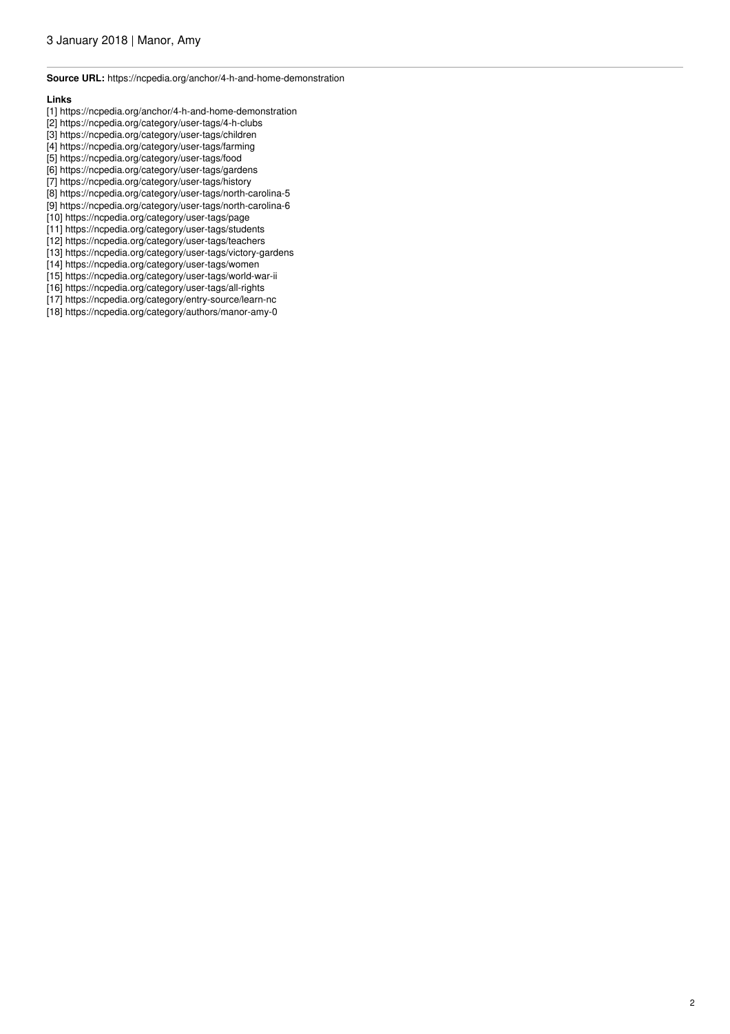3 January 2018 | Manor, Amy

**Source URL:** https://ncpedia.org/anchor/4-h-and-home-demonstration

**Links**

[1] https://ncpedia.org/anchor/4-h-and-home-demonstration
[2] https://ncpedia.org/category/user-tags/4-h-clubs
[3] https://ncpedia.org/category/user-tags/children
[4] https://ncpedia.org/category/user-tags/farming
[5] https://ncpedia.org/category/user-tags/food
[6] https://ncpedia.org/category/user-tags/gardens
[7] https://ncpedia.org/category/user-tags/history
[8] https://ncpedia.org/category/user-tags/north-carolina-5
[9] https://ncpedia.org/category/user-tags/north-carolina-6
[10] https://ncpedia.org/category/user-tags/page
[11] https://ncpedia.org/category/user-tags/students
[12] https://ncpedia.org/category/user-tags/teachers
[13] https://ncpedia.org/category/user-tags/victory-gardens
[14] https://ncpedia.org/category/user-tags/women
[15] https://ncpedia.org/category/user-tags/world-war-ii
[16] https://ncpedia.org/category/user-tags/all-rights
[17] https://ncpedia.org/category/entry-source/learn-nc
[18] https://ncpedia.org/category/authors/manor-amy-0